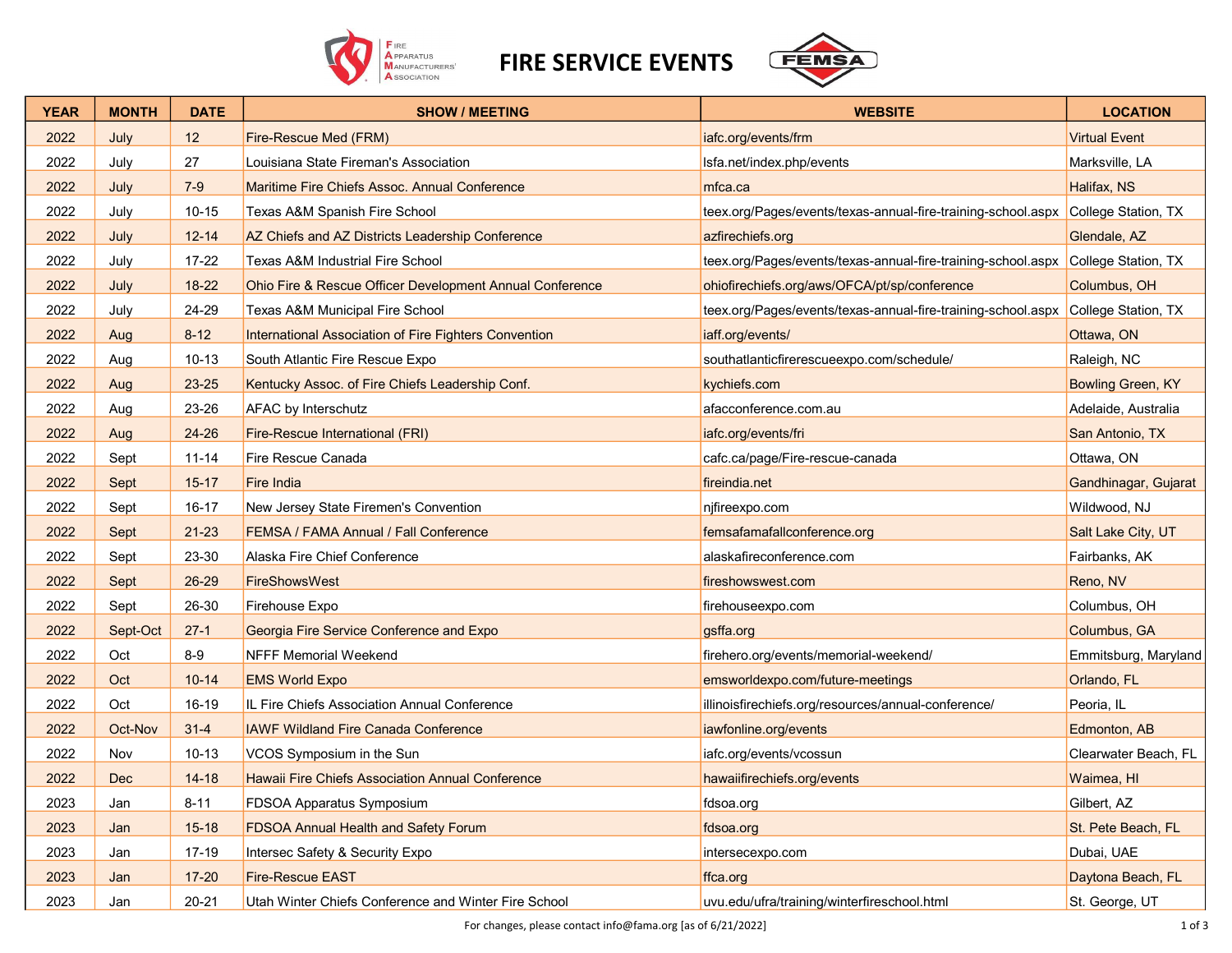# FIRE SERVICE EVENTS

| YEAR | MONTH | DATE | SHOW / MEETING | WEBSITE | LOCATION |
|---|---|---|---|---|---|
| 2022 | July | 12 | Fire-Rescue Med (FRM) | iafc.org/events/frm | Virtual Event |
| 2022 | July | 27 | Louisiana State Fireman's Association | lsfa.net/index.php/events | Marksville, LA |
| 2022 | July | 7-9 | Maritime Fire Chiefs Assoc. Annual Conference | mfca.ca | Halifax, NS |
| 2022 | July | 10-15 | Texas A&M Spanish Fire School | teex.org/Pages/events/texas-annual-fire-training-school.aspx | College Station, TX |
| 2022 | July | 12-14 | AZ Chiefs and AZ Districts Leadership Conference | azfirechiefs.org | Glendale, AZ |
| 2022 | July | 17-22 | Texas A&M Industrial Fire School | teex.org/Pages/events/texas-annual-fire-training-school.aspx | College Station, TX |
| 2022 | July | 18-22 | Ohio Fire & Rescue Officer Development Annual Conference | ohiofirechiefs.org/aws/OFCA/pt/sp/conference | Columbus, OH |
| 2022 | July | 24-29 | Texas A&M Municipal Fire School | teex.org/Pages/events/texas-annual-fire-training-school.aspx | College Station, TX |
| 2022 | Aug | 8-12 | International Association of Fire Fighters Convention | iaff.org/events/ | Ottawa, ON |
| 2022 | Aug | 10-13 | South Atlantic Fire Rescue Expo | southatlanticfirerescueexpo.com/schedule/ | Raleigh, NC |
| 2022 | Aug | 23-25 | Kentucky Assoc. of Fire Chiefs Leadership Conf. | kychiefs.com | Bowling Green, KY |
| 2022 | Aug | 23-26 | AFAC by Interschutz | afacconference.com.au | Adelaide, Australia |
| 2022 | Aug | 24-26 | Fire-Rescue International (FRI) | iafc.org/events/fri | San Antonio, TX |
| 2022 | Sept | 11-14 | Fire Rescue Canada | cafc.ca/page/Fire-rescue-canada | Ottawa, ON |
| 2022 | Sept | 15-17 | Fire India | fireindia.net | Gandhinagar, Gujarat |
| 2022 | Sept | 16-17 | New Jersey State Firemen's Convention | njfireexpo.com | Wildwood, NJ |
| 2022 | Sept | 21-23 | FEMSA / FAMA Annual / Fall Conference | femsafamafallconference.org | Salt Lake City, UT |
| 2022 | Sept | 23-30 | Alaska Fire Chief Conference | alaskafireconference.com | Fairbanks, AK |
| 2022 | Sept | 26-29 | FireShowsWest | fireshowswest.com | Reno, NV |
| 2022 | Sept | 26-30 | Firehouse Expo | firehouseexpo.com | Columbus, OH |
| 2022 | Sept-Oct | 27-1 | Georgia Fire Service Conference and Expo | gsffa.org | Columbus, GA |
| 2022 | Oct | 8-9 | NFFF Memorial Weekend | firehero.org/events/memorial-weekend/ | Emmitsburg, Maryland |
| 2022 | Oct | 10-14 | EMS World Expo | emsworldexpo.com/future-meetings | Orlando, FL |
| 2022 | Oct | 16-19 | IL Fire Chiefs Association Annual Conference | illinoisfirechiefs.org/resources/annual-conference/ | Peoria, IL |
| 2022 | Oct-Nov | 31-4 | IAWF Wildland Fire Canada Conference | iawfonline.org/events | Edmonton, AB |
| 2022 | Nov | 10-13 | VCOS Symposium in the Sun | iafc.org/events/vcossun | Clearwater Beach, FL |
| 2022 | Dec | 14-18 | Hawaii Fire Chiefs Association Annual Conference | hawaiifirechiefs.org/events | Waimea, HI |
| 2023 | Jan | 8-11 | FDSOA Apparatus Symposium | fdsoa.org | Gilbert, AZ |
| 2023 | Jan | 15-18 | FDSOA Annual Health and Safety Forum | fdsoa.org | St. Pete Beach, FL |
| 2023 | Jan | 17-19 | Intersec Safety & Security Expo | intersecexpo.com | Dubai, UAE |
| 2023 | Jan | 17-20 | Fire-Rescue EAST | ffca.org | Daytona Beach, FL |
| 2023 | Jan | 20-21 | Utah Winter Chiefs Conference and Winter Fire School | uvu.edu/ufra/training/winterfireschool.html | St. George, UT |

For changes, please contact info@fama.org [as of 6/21/2022]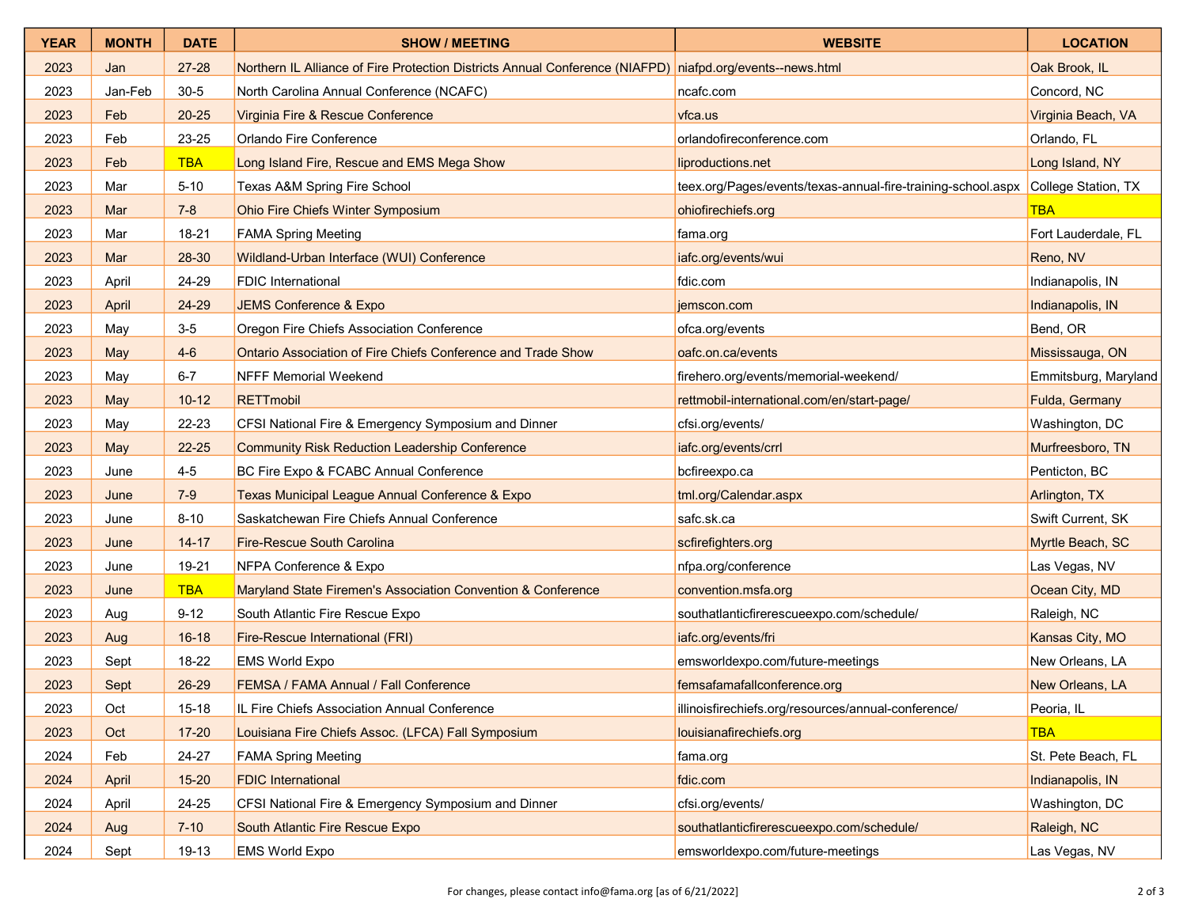| YEAR | MONTH | DATE | SHOW / MEETING | WEBSITE | LOCATION |
|---|---|---|---|---|---|
| 2023 | Jan | 27-28 | Northern IL Alliance of Fire Protection Districts Annual Conference (NIAFPD) | niafpd.org/events--news.html | Oak Brook, IL |
| 2023 | Jan-Feb | 30-5 | North Carolina Annual Conference (NCAFC) | ncafc.com | Concord, NC |
| 2023 | Feb | 20-25 | Virginia Fire & Rescue Conference | vfca.us | Virginia Beach, VA |
| 2023 | Feb | 23-25 | Orlando Fire Conference | orlandofireconference.com | Orlando, FL |
| 2023 | Feb | TBA | Long Island Fire, Rescue and EMS Mega Show | liproductions.net | Long Island, NY |
| 2023 | Mar | 5-10 | Texas A&M Spring Fire School | teex.org/Pages/events/texas-annual-fire-training-school.aspx | College Station, TX |
| 2023 | Mar | 7-8 | Ohio Fire Chiefs Winter Symposium | ohiofirechiefs.org | TBA |
| 2023 | Mar | 18-21 | FAMA Spring Meeting | fama.org | Fort Lauderdale, FL |
| 2023 | Mar | 28-30 | Wildland-Urban Interface (WUI) Conference | iafc.org/events/wui | Reno, NV |
| 2023 | April | 24-29 | FDIC International | fdic.com | Indianapolis, IN |
| 2023 | April | 24-29 | JEMS Conference & Expo | jemscon.com | Indianapolis, IN |
| 2023 | May | 3-5 | Oregon Fire Chiefs Association Conference | ofca.org/events | Bend, OR |
| 2023 | May | 4-6 | Ontario Association of Fire Chiefs Conference and Trade Show | oafc.on.ca/events | Mississauga, ON |
| 2023 | May | 6-7 | NFFF Memorial Weekend | firehero.org/events/memorial-weekend/ | Emmitsburg, Maryland |
| 2023 | May | 10-12 | RETTmobil | rettmobil-international.com/en/start-page/ | Fulda, Germany |
| 2023 | May | 22-23 | CFSI National Fire & Emergency Symposium and Dinner | cfsi.org/events/ | Washington, DC |
| 2023 | May | 22-25 | Community Risk Reduction Leadership Conference | iafc.org/events/crrl | Murfreesboro, TN |
| 2023 | June | 4-5 | BC Fire Expo & FCABC Annual Conference | bcfireexpo.ca | Penticton, BC |
| 2023 | June | 7-9 | Texas Municipal League Annual Conference & Expo | tml.org/Calendar.aspx | Arlington, TX |
| 2023 | June | 8-10 | Saskatchewan Fire Chiefs Annual Conference | safc.sk.ca | Swift Current, SK |
| 2023 | June | 14-17 | Fire-Rescue South Carolina | scfirefighters.org | Myrtle Beach, SC |
| 2023 | June | 19-21 | NFPA Conference & Expo | nfpa.org/conference | Las Vegas, NV |
| 2023 | June | TBA | Maryland State Firemen's Association Convention & Conference | convention.msfa.org | Ocean City, MD |
| 2023 | Aug | 9-12 | South Atlantic Fire Rescue Expo | southatlanticfirerescueexpo.com/schedule/ | Raleigh, NC |
| 2023 | Aug | 16-18 | Fire-Rescue International (FRI) | iafc.org/events/fri | Kansas City, MO |
| 2023 | Sept | 18-22 | EMS World Expo | emsworldexpo.com/future-meetings | New Orleans, LA |
| 2023 | Sept | 26-29 | FEMSA / FAMA Annual / Fall Conference | femsafamafallconference.org | New Orleans, LA |
| 2023 | Oct | 15-18 | IL Fire Chiefs Association Annual Conference | illinoisfirechiefs.org/resources/annual-conference/ | Peoria, IL |
| 2023 | Oct | 17-20 | Louisiana Fire Chiefs Assoc. (LFCA) Fall Symposium | louisianafirechiefs.org | TBA |
| 2024 | Feb | 24-27 | FAMA Spring Meeting | fama.org | St. Pete Beach, FL |
| 2024 | April | 15-20 | FDIC International | fdic.com | Indianapolis, IN |
| 2024 | April | 24-25 | CFSI National Fire & Emergency Symposium and Dinner | cfsi.org/events/ | Washington, DC |
| 2024 | Aug | 7-10 | South Atlantic Fire Rescue Expo | southatlanticfirerescueexpo.com/schedule/ | Raleigh, NC |
| 2024 | Sept | 19-13 | EMS World Expo | emsworldexpo.com/future-meetings | Las Vegas, NV |

For changes, please contact info@fama.org [as of 6/21/2022]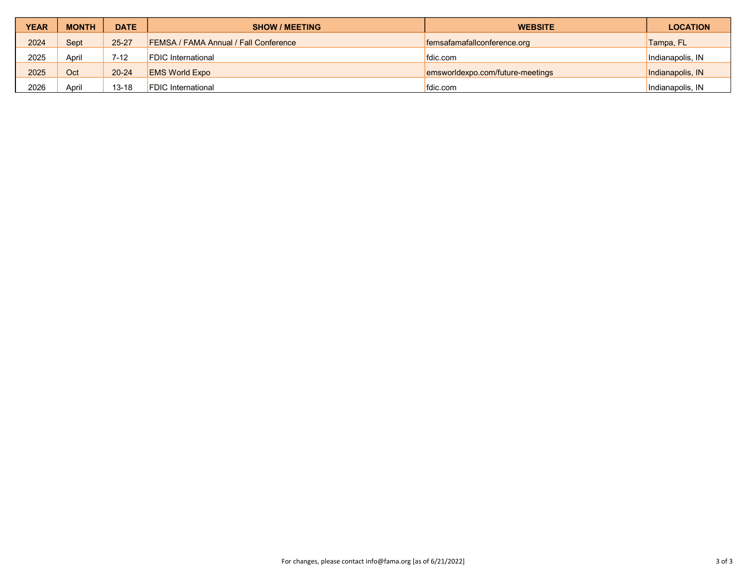| YEAR | MONTH | DATE | SHOW / MEETING | WEBSITE | LOCATION |
|---|---|---|---|---|---|
| 2024 | Sept | 25-27 | FEMSA / FAMA Annual / Fall Conference | femsafamafallconference.org | Tampa, FL |
| 2025 | April | 7-12 | FDIC International | fdic.com | Indianapolis, IN |
| 2025 | Oct | 20-24 | EMS World Expo | emsworldexpo.com/future-meetings | Indianapolis, IN |
| 2026 | April | 13-18 | FDIC International | fdic.com | Indianapolis, IN |

For changes, please contact info@fama.org [as of 6/21/2022]